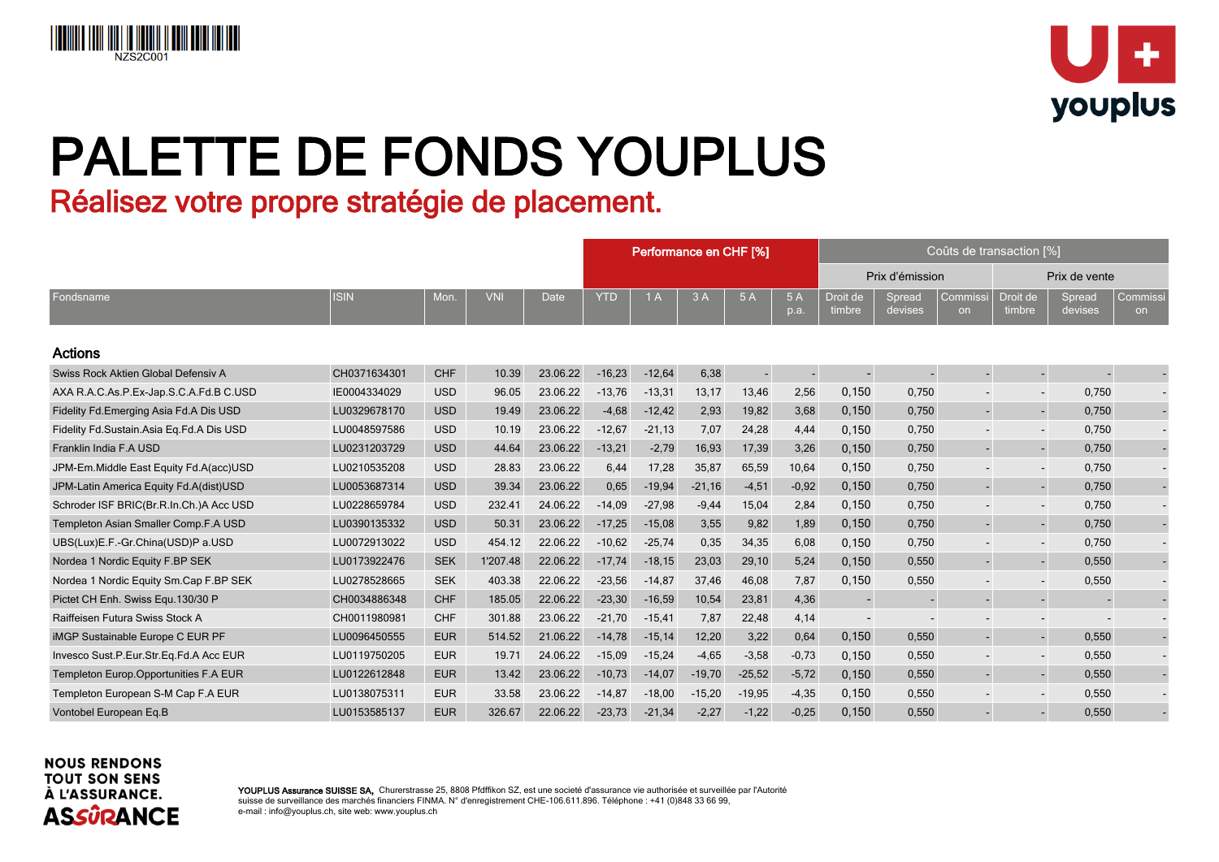# PALETTE DE FONDS YOUPLUS

## Réalisez votre propre stratégie de placement.

| | | | | | Performance en CHF [%] | | | | | Coûts de transaction [%] | | | | | |
|---|---|---|---|---|---|---|---|---|---|---|---|---|---|---|---|
| | | | | | | | | | | Prix d'émission | | | Prix de vente | | |
| Fondsname | ISIN | Mon. | VNI | Date | YTD | 1 A | 3 A | 5 A | 5 A p.a. | Droit de timbre | Spread devises | Commission | Droit de timbre | Spread devises | Commission |
| **Actions** | | | | | | | | | | | | | | | |
| Swiss Rock Aktien Global Defensiv A | CH0371634301 | CHF | 10.39 | 23.06.22 | -16,23 | -12,64 | 6,38 | - | - | - | - | - | - | - | - |
| AXA R.A.C.As.P.Ex-Jap.S.C.A.Fd.B C.USD | IE0004334029 | USD | 96.05 | 23.06.22 | -13,76 | -13,31 | 13,17 | 13,46 | 2,56 | 0,150 | 0,750 | - | - | 0,750 | - |
| Fidelity Fd.Emerging Asia Fd.A Dis USD | LU0329678170 | USD | 19.49 | 23.06.22 | -4,68 | -12,42 | 2,93 | 19,82 | 3,68 | 0,150 | 0,750 | - | - | 0,750 | - |
| Fidelity Fd.Sustain.Asia Eq.Fd.A Dis USD | LU0048597586 | USD | 10.19 | 23.06.22 | -12,67 | -21,13 | 7,07 | 24,28 | 4,44 | 0,150 | 0,750 | - | - | 0,750 | - |
| Franklin India F.A USD | LU0231203729 | USD | 44.64 | 23.06.22 | -13,21 | -2,79 | 16,93 | 17,39 | 3,26 | 0,150 | 0,750 | - | - | 0,750 | - |
| JPM-Em.Middle East Equity Fd.A(acc)USD | LU0210535208 | USD | 28.83 | 23.06.22 | 6,44 | 17,28 | 35,87 | 65,59 | 10,64 | 0,150 | 0,750 | - | - | 0,750 | - |
| JPM-Latin America Equity Fd.A(dist)USD | LU0053687314 | USD | 39.34 | 23.06.22 | 0,65 | -19,94 | -21,16 | -4,51 | -0,92 | 0,150 | 0,750 | - | - | 0,750 | - |
| Schroder ISF BRIC(Br.R.In.Ch.)A Acc USD | LU0228659784 | USD | 232.41 | 24.06.22 | -14,09 | -27,98 | -9,44 | 15,04 | 2,84 | 0,150 | 0,750 | - | - | 0,750 | - |
| Templeton Asian Smaller Comp.F.A USD | LU0390135332 | USD | 50.31 | 23.06.22 | -17,25 | -15,08 | 3,55 | 9,82 | 1,89 | 0,150 | 0,750 | - | - | 0,750 | - |
| UBS(Lux)E.F.-Gr.China(USD)P a.USD | LU0072913022 | USD | 454.12 | 22.06.22 | -10,62 | -25,74 | 0,35 | 34,35 | 6,08 | 0,150 | 0,750 | - | - | 0,750 | - |
| Nordea 1 Nordic Equity F.BP SEK | LU0173922476 | SEK | 1'207.48 | 22.06.22 | -17,74 | -18,15 | 23,03 | 29,10 | 5,24 | 0,150 | 0,550 | - | - | 0,550 | - |
| Nordea 1 Nordic Equity Sm.Cap F.BP SEK | LU0278528665 | SEK | 403.38 | 22.06.22 | -23,56 | -14,87 | 37,46 | 46,08 | 7,87 | 0,150 | 0,550 | - | - | 0,550 | - |
| Pictet CH Enh. Swiss Equ.130/30 P | CH0034886348 | CHF | 185.05 | 22.06.22 | -23,30 | -16,59 | 10,54 | 23,81 | 4,36 | - | - | - | - | - | - |
| Raiffeisen Futura Swiss Stock A | CH0011980981 | CHF | 301.88 | 23.06.22 | -21,70 | -15,41 | 7,87 | 22,48 | 4,14 | - | - | - | - | - | - |
| iMGP Sustainable Europe C EUR PF | LU0096450555 | EUR | 514.52 | 21.06.22 | -14,78 | -15,14 | 12,20 | 3,22 | 0,64 | 0,150 | 0,550 | - | - | 0,550 | - |
| Invesco Sust.P.Eur.Str.Eq.Fd.A Acc EUR | LU0119750205 | EUR | 19.71 | 24.06.22 | -15,09 | -15,24 | -4,65 | -3,58 | -0,73 | 0,150 | 0,550 | - | - | 0,550 | - |
| Templeton Europ.Opportunities F.A EUR | LU0122612848 | EUR | 13.42 | 23.06.22 | -10,73 | -14,07 | -19,70 | -25,52 | -5,72 | 0,150 | 0,550 | - | - | 0,550 | - |
| Templeton European S-M Cap F.A EUR | LU0138075311 | EUR | 33.58 | 23.06.22 | -14,87 | -18,00 | -15,20 | -19,95 | -4,35 | 0,150 | 0,550 | - | - | 0,550 | - |
| Vontobel European Eq.B | LU0153585137 | EUR | 326.67 | 22.06.22 | -23,73 | -21,34 | -2,27 | -1,22 | -0,25 | 0,150 | 0,550 | - | - | 0,550 | - |

**NOUS RENDONS TOUT SON SENS À L'ASSURANCE.**
**ASSURANCE**

**YOUPLUS Assurance SUISSE SA,** Churerstrasse 25, 8808 Pfäffikon SZ, est une societé d'assurance vie authorisée et surveillée par l'Autorité suisse de surveillance des marchés financiers FINMA. N° d'enregistrement CHE-106.611.896. Téléphone : +41 (0)848 33 66 99, e-mail : info@youplus.ch, site web: www.youplus.ch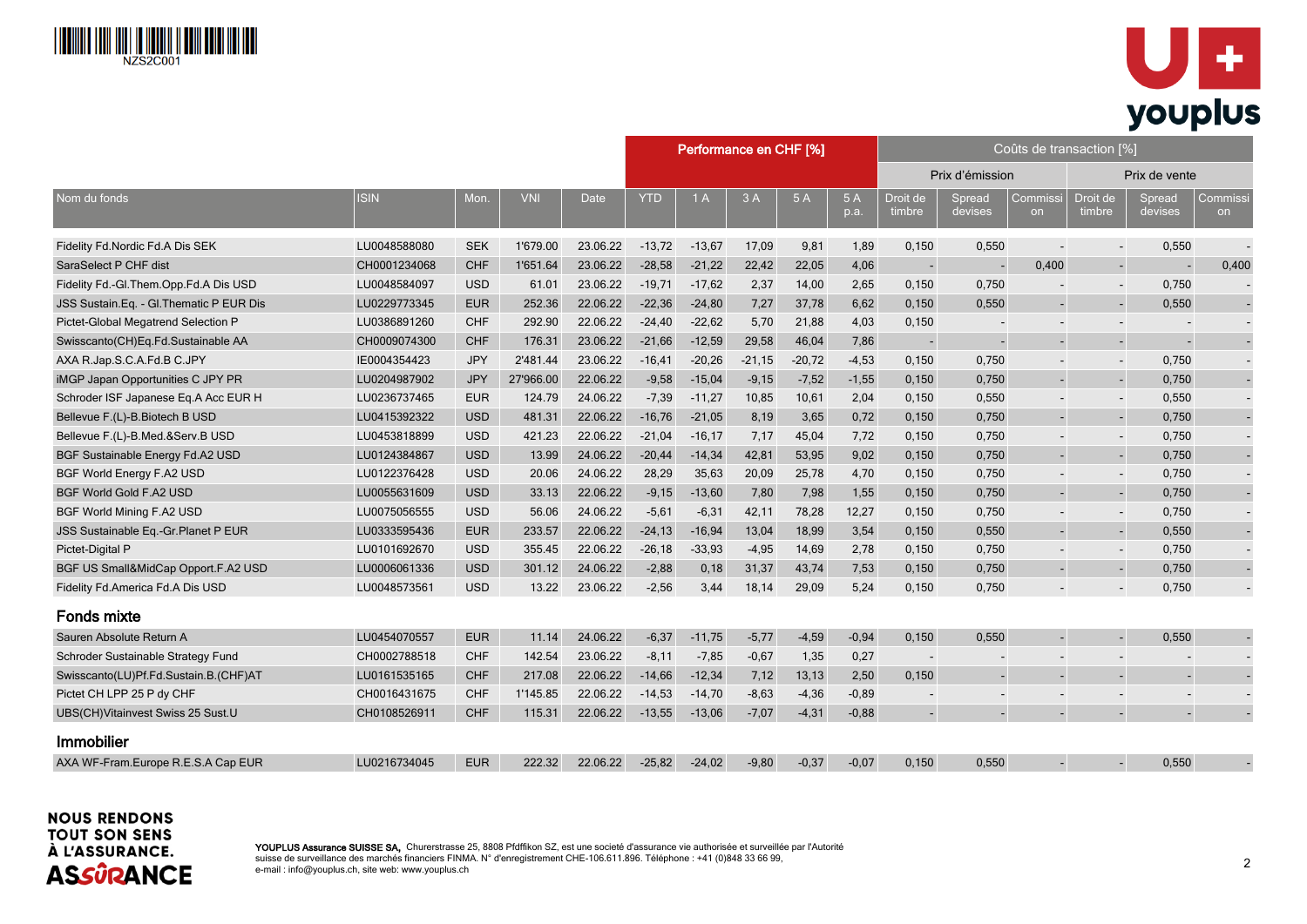| Nom du fonds | ISIN | Mon. | VNI | Date | Performance en CHF [%] | | | | | Coûts de transaction [%] | | | | | |
|---|---|---|---|---|---|---|---|---|---|---|---|---|---|---|---|
| | | | | | | | | | | Prix d'émission | | | Prix de vente | | |
| | | | | | YTD | 1 A | 3 A | 5 A | 5 A p.a. | Droit de timbre | Spread devises | Commission | Droit de timbre | Spread devises | Commission |
| Fidelity Fd.Nordic Fd.A Dis SEK | LU0048588080 | SEK | 1'679.00 | 23.06.22 | -13,72 | -13,67 | 17,09 | 9,81 | 1,89 | 0,150 | 0,550 | - | - | 0,550 | - |
| SaraSelect P CHF dist | CH0001234068 | CHF | 1'651.64 | 23.06.22 | -28,58 | -21,22 | 22,42 | 22,05 | 4,06 | - | - | 0,400 | - | - | 0,400 |
| Fidelity Fd.-Gl.Them.Opp.Fd.A Dis USD | LU0048584097 | USD | 61.01 | 23.06.22 | -19,71 | -17,62 | 2,37 | 14,00 | 2,65 | 0,150 | 0,750 | - | - | 0,750 | - |
| JSS Sustain.Eq. - Gl.Thematic P EUR Dis | LU0229773345 | EUR | 252.36 | 22.06.22 | -22,36 | -24,80 | 7,27 | 37,78 | 6,62 | 0,150 | 0,550 | - | - | 0,550 | - |
| Pictet-Global Megatrend Selection P | LU0386891260 | CHF | 292.90 | 22.06.22 | -24,40 | -22,62 | 5,70 | 21,88 | 4,03 | 0,150 | - | - | - | - | - |
| Swisscanto(CH)Eq.Fd.Sustainable AA | CH0009074300 | CHF | 176.31 | 23.06.22 | -21,66 | -12,59 | 29,58 | 46,04 | 7,86 | - | - | - | - | - | - |
| AXA R.Jap.S.C.A.Fd.B C.JPY | IE0004354423 | JPY | 2'481.44 | 23.06.22 | -16,41 | -20,26 | -21,15 | -20,72 | -4,53 | 0,150 | 0,750 | - | - | 0,750 | - |
| iMGP Japan Opportunities C JPY PR | LU0204987902 | JPY | 27'966.00 | 22.06.22 | -9,58 | -15,04 | -9,15 | -7,52 | -1,55 | 0,150 | 0,750 | - | - | 0,750 | - |
| Schroder ISF Japanese Eq.A Acc EUR H | LU0236737465 | EUR | 124.79 | 24.06.22 | -7,39 | -11,27 | 10,85 | 10,61 | 2,04 | 0,150 | 0,550 | - | - | 0,550 | - |
| Bellevue F.(L)-B.Biotech B USD | LU0415392322 | USD | 481.31 | 22.06.22 | -16,76 | -21,05 | 8,19 | 3,65 | 0,72 | 0,150 | 0,750 | - | - | 0,750 | - |
| Bellevue F.(L)-B.Med.&Serv.B USD | LU0453818899 | USD | 421.23 | 22.06.22 | -21,04 | -16,17 | 7,17 | 45,04 | 7,72 | 0,150 | 0,750 | - | - | 0,750 | - |
| BGF Sustainable Energy Fd.A2 USD | LU0124384867 | USD | 13.99 | 24.06.22 | -20,44 | -14,34 | 42,81 | 53,95 | 9,02 | 0,150 | 0,750 | - | - | 0,750 | - |
| BGF World Energy F.A2 USD | LU0122376428 | USD | 20.06 | 24.06.22 | 28,29 | 35,63 | 20,09 | 25,78 | 4,70 | 0,150 | 0,750 | - | - | 0,750 | - |
| BGF World Gold F.A2 USD | LU0055631609 | USD | 33.13 | 22.06.22 | -9,15 | -13,60 | 7,80 | 7,98 | 1,55 | 0,150 | 0,750 | - | - | 0,750 | - |
| BGF World Mining F.A2 USD | LU0075056555 | USD | 56.06 | 24.06.22 | -5,61 | -6,31 | 42,11 | 78,28 | 12,27 | 0,150 | 0,750 | - | - | 0,750 | - |
| JSS Sustainable Eq.-Gr.Planet P EUR | LU0333595436 | EUR | 233.57 | 22.06.22 | -24,13 | -16,94 | 13,04 | 18,99 | 3,54 | 0,150 | 0,550 | - | - | 0,550 | - |
| Pictet-Digital P | LU0101692670 | USD | 355.45 | 22.06.22 | -26,18 | -33,93 | -4,95 | 14,69 | 2,78 | 0,150 | 0,750 | - | - | 0,750 | - |
| BGF US Small&MidCap Opport.F.A2 USD | LU0006061336 | USD | 301.12 | 24.06.22 | -2,88 | 0,18 | 31,37 | 43,74 | 7,53 | 0,150 | 0,750 | - | - | 0,750 | - |
| Fidelity Fd.America Fd.A Dis USD | LU0048573561 | USD | 13.22 | 23.06.22 | -2,56 | 3,44 | 18,14 | 29,09 | 5,24 | 0,150 | 0,750 | - | - | 0,750 | - |
| **Fonds mixte** | | | | | | | | | | | | | | | |
| Sauren Absolute Return A | LU0454070557 | EUR | 11.14 | 24.06.22 | -6,37 | -11,75 | -5,77 | -4,59 | -0,94 | 0,150 | 0,550 | - | - | 0,550 | - |
| Schroder Sustainable Strategy Fund | CH0002788518 | CHF | 142.54 | 23.06.22 | -8,11 | -7,85 | -0,67 | 1,35 | 0,27 | - | - | - | - | - | - |
| Swisscanto(LU)Pf.Fd.Sustain.B.(CHF)AT | LU0161535165 | CHF | 217.08 | 22.06.22 | -14,66 | -12,34 | 7,12 | 13,13 | 2,50 | 0,150 | - | - | - | - | - |
| Pictet CH LPP 25 P dy CHF | CH0016431675 | CHF | 1'145.85 | 22.06.22 | -14,53 | -14,70 | -8,63 | -4,36 | -0,89 | - | - | - | - | - | - |
| UBS(CH)Vitainvest Swiss 25 Sust.U | CH0108526911 | CHF | 115.31 | 22.06.22 | -13,55 | -13,06 | -7,07 | -4,31 | -0,88 | - | - | - | - | - | - |
| **Immobilier** | | | | | | | | | | | | | | | |
| AXA WF-Fram.Europe R.E.S.A Cap EUR | LU0216734045 | EUR | 222.32 | 22.06.22 | -25,82 | -24,02 | -9,80 | -0,37 | -0,07 | 0,150 | 0,550 | - | - | 0,550 | - |

NOUS RENDONS TOUT SON SENS À L'ASSURANCE.
ASSÛRANCE

**YOUPLUS Assurance SUISSE SA,** Churerstrasse 25, 8808 Pfäffikon SZ, est une société d'assurance vie authorisée et surveillée par l'Autorité suisse de surveillance des marchés financiers FINMA. N° d'enregistrement CHE-106.611.896. Téléphone : +41 (0)848 33 66 99, e-mail : info@youplus.ch, site web: www.youplus.ch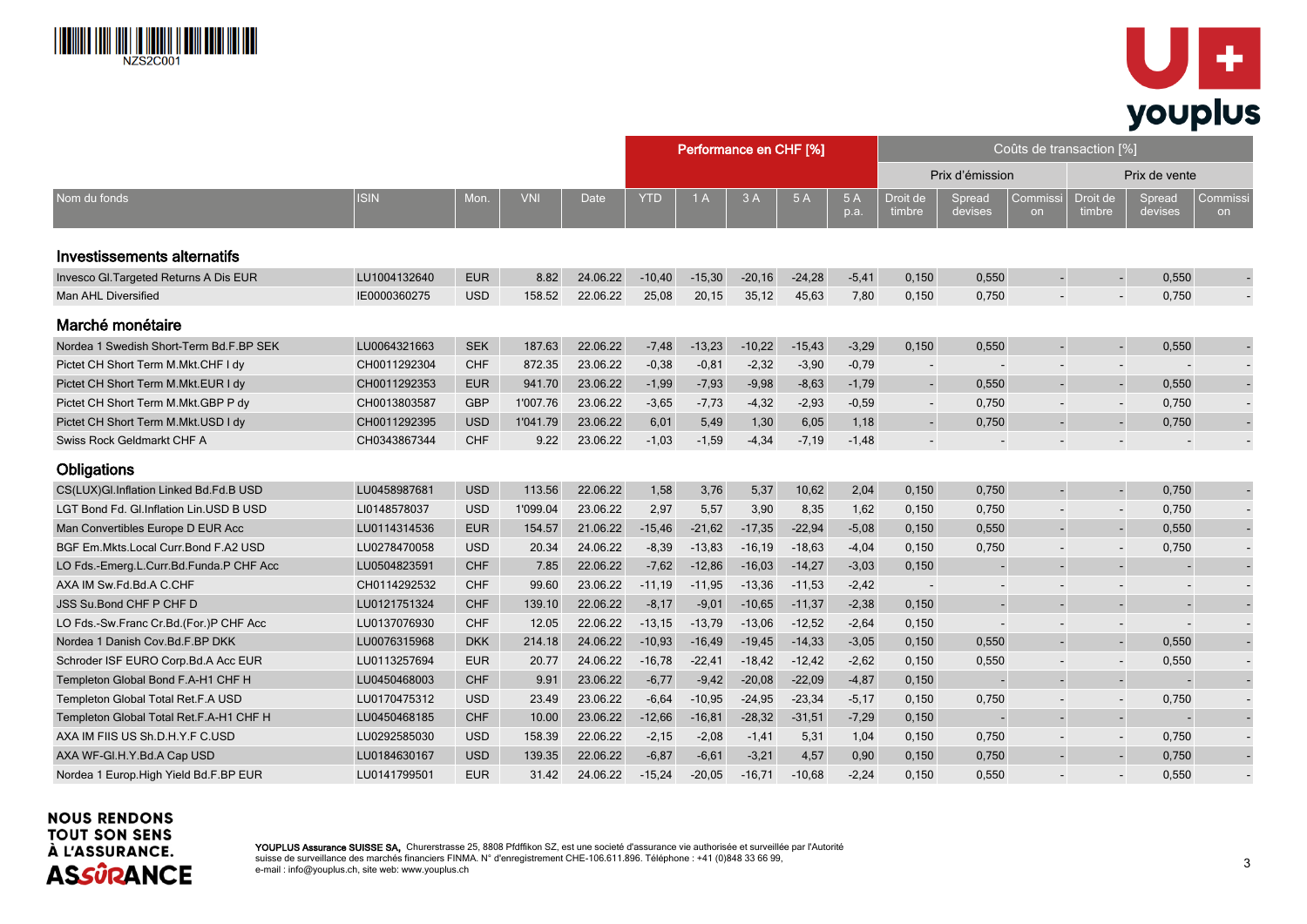| Nom du fonds | ISIN | Mon. | VNI | Date | Performance en CHF [%] | | | | | Coûts de transaction [%] | | | | | |
|---|---|---|---|---|---|---|---|---|---|---|---|---|---|---|---|
| | | | | | | | | | | Prix d'émission | | | Prix de vente | | |
| | | | | | YTD | 1 A | 3 A | 5 A | 5 A p.a. | Droit de timbre | Spread devises | Commission | Droit de timbre | Spread devises | Commission |
| **Investissements alternatifs** | | | | | | | | | | | | | | | |
| Invesco Gl.Targeted Returns A Dis EUR | LU1004132640 | EUR | 8.82 | 24.06.22 | -10,40 | -15,30 | -20,16 | -24,28 | -5,41 | 0,150 | 0,550 | - | - | 0,550 | - |
| Man AHL Diversified | IE0000360275 | USD | 158.52 | 22.06.22 | 25,08 | 20,15 | 35,12 | 45,63 | 7,80 | 0,150 | 0,750 | - | - | 0,750 | - |
| **Marché monétaire** | | | | | | | | | | | | | | | |
| Nordea 1 Swedish Short-Term Bd.F.BP SEK | LU0064321663 | SEK | 187.63 | 22.06.22 | -7,48 | -13,23 | -10,22 | -15,43 | -3,29 | 0,150 | 0,550 | - | - | 0,550 | - |
| Pictet CH Short Term M.Mkt.CHF I dy | CH0011292304 | CHF | 872.35 | 23.06.22 | -0,38 | -0,81 | -2,32 | -3,90 | -0,79 | - | - | - | - | - | - |
| Pictet CH Short Term M.Mkt.EUR I dy | CH0011292353 | EUR | 941.70 | 23.06.22 | -1,99 | -7,93 | -9,98 | -8,63 | -1,79 | - | 0,550 | - | - | 0,550 | - |
| Pictet CH Short Term M.Mkt.GBP P dy | CH0013803587 | GBP | 1'007.76 | 22.06.22 | -3,65 | -7,73 | -4,32 | -2,93 | -0,59 | - | 0,750 | - | - | 0,750 | - |
| Pictet CH Short Term M.Mkt.USD I dy | CH0011292395 | USD | 1'041.79 | 23.06.22 | 6,01 | 5,49 | 1,30 | 6,05 | 1,18 | - | 0,750 | - | - | 0,750 | - |
| Swiss Rock Geldmarkt CHF A | CH0343867344 | CHF | 9.22 | 23.06.22 | -1,03 | -1,59 | -4,34 | -7,19 | -1,48 | - | - | - | - | - | - |
| **Obligations** | | | | | | | | | | | | | | | |
| CS(LUX)Gl.Inflation Linked Bd.Fd.B USD | LU0458987681 | USD | 113.56 | 22.06.22 | 1,58 | 3,76 | 5,37 | 10,62 | 2,04 | 0,150 | 0,750 | - | - | 0,750 | - |
| LGT Bond Fd. Gl.Inflation Lin.USD B USD | LI0148578037 | USD | 1'099.04 | 23.06.22 | 2,97 | 5,57 | 3,90 | 8,35 | 1,62 | 0,150 | 0,750 | - | - | 0,750 | - |
| Man Convertibles Europe D EUR Acc | LU0114314536 | EUR | 154.57 | 21.06.22 | -15,46 | -21,62 | -17,35 | -22,94 | -5,08 | 0,150 | 0,550 | - | - | 0,550 | - |
| BGF Em.Mkts.Local Curr.Bond F.A2 USD | LU0278470058 | USD | 20.34 | 24.06.22 | -8,39 | -13,83 | -16,19 | -18,63 | -4,04 | 0,150 | 0,750 | - | - | 0,750 | - |
| LO Fds.-Emerg.L.Curr.Bd.Funda.P CHF Acc | LU0504823591 | CHF | 7.85 | 22.06.22 | -7,62 | -12,86 | -16,03 | -14,27 | -3,03 | 0,150 | - | - | - | - | - |
| AXA IM Sw.Fd.Bd.A C.CHF | CH0114292532 | CHF | 99.60 | 23.06.22 | -11,19 | -11,95 | -13,36 | -11,53 | -2,42 | - | - | - | - | - | - |
| JSS Su.Bond CHF P CHF D | LU0121751324 | CHF | 139.10 | 22.06.22 | -8,17 | -9,01 | -10,65 | -11,37 | -2,38 | 0,150 | - | - | - | - | - |
| LO Fds.-Sw.Franc Cr.Bd.(For.)P CHF Acc | LU0137076930 | CHF | 12.05 | 22.06.22 | -13,15 | -13,79 | -13,06 | -12,52 | -2,64 | 0,150 | - | - | - | - | - |
| Nordea 1 Danish Cov.Bd.F.BP DKK | LU0076315968 | DKK | 214.18 | 24.06.22 | -10,93 | -16,49 | -19,45 | -14,33 | -3,05 | 0,150 | 0,550 | - | - | 0,550 | - |
| Schroder ISF EURO Corp.Bd.A Acc EUR | LU0113257694 | EUR | 20.77 | 24.06.22 | -16,78 | -22,41 | -18,42 | -12,42 | -2,62 | 0,150 | 0,550 | - | - | 0,550 | - |
| Templeton Global Bond F.A-H1 CHF H | LU0450468003 | CHF | 9.91 | 23.06.22 | -6,77 | -9,42 | -20,08 | -22,09 | -4,87 | 0,150 | - | - | - | - | - |
| Templeton Global Total Ret.F.A USD | LU0170475312 | USD | 23.49 | 23.06.22 | -6,64 | -10,95 | -24,95 | -23,34 | -5,17 | 0,150 | 0,750 | - | - | 0,750 | - |
| Templeton Global Total Ret.F.A-H1 CHF H | LU0450468185 | CHF | 10.00 | 23.06.22 | -12,66 | -16,81 | -28,32 | -31,51 | -7,29 | 0,150 | - | - | - | - | - |
| AXA IM FIIS US Sh.D.H.Y.F C.USD | LU0292585030 | USD | 158.39 | 22.06.22 | -2,15 | -2,08 | -1,41 | 5,31 | 1,04 | 0,150 | 0,750 | - | - | 0,750 | - |
| AXA WF-Gl.H.Y.Bd.A Cap USD | LU0184630167 | USD | 139.35 | 22.06.22 | -6,87 | -6,61 | -3,21 | 4,57 | 0,90 | 0,150 | 0,750 | - | - | 0,750 | - |
| Nordea 1 Europ.High Yield Bd.F.BP EUR | LU0141799501 | EUR | 31.42 | 24.06.22 | -15,24 | -20,05 | -16,71 | -10,68 | -2,24 | 0,150 | 0,550 | - | - | 0,550 | - |

NOUS RENDONS TOUT SON SENS À L'ASSURANCE.

**YOUPLUS Assurance SUISSE SA,** Churerstrasse 25, 8808 Pfdffikon SZ, est une societé d'assurance vie authorisée et surveillée par l'Autorité suisse de surveillance des marchés financiers FINMA. N° d'enregistrement CHE-106.611.896. Téléphone : +41 (0)848 33 66 99, e-mail : info@youplus.ch, site web: www.youplus.ch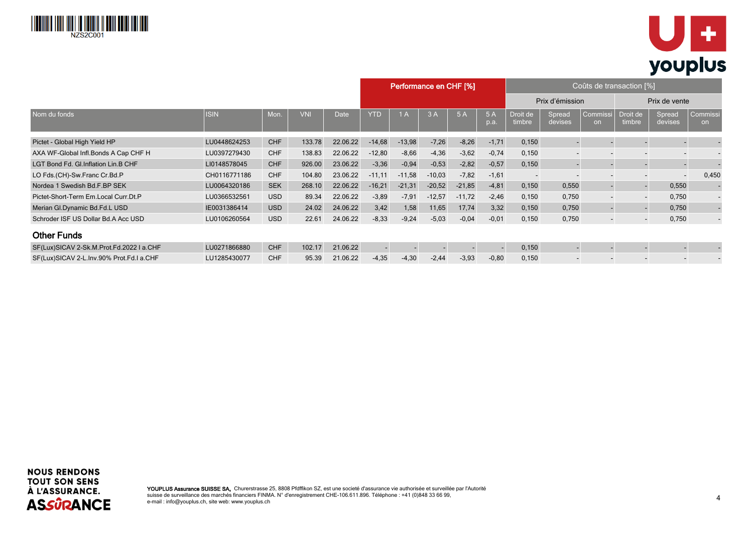| Nom du fonds | ISIN | Mon. | VNI | Date | Performance en CHF [%] | | | | | Coûts de transaction [%] | | | | | |
|---|---|---|---|---|---|---|---|---|---|---|---|---|---|---|---|
| | | | | | | | | | | Prix d'émission | | | Prix de vente | | |
| | | | | | YTD | 1 A | 3 A | 5 A | 5 A p.a. | Droit de timbre | Spread devises | Commission | Droit de timbre | Spread devises | Commission |
| Pictet - Global High Yield HP | LU0448624253 | CHF | 133.78 | 22.06.22 | -14,68 | -13,98 | -7,26 | -8,26 | -1,71 | 0,150 | - | - | - | - | - |
| AXA WF-Global Infl.Bonds A Cap CHF H | LU0397279430 | CHF | 138.83 | 22.06.22 | -12,80 | -8,66 | -4,36 | -3,62 | -0,74 | 0,150 | - | - | - | - | - |
| LGT Bond Fd. Gl.Inflation Lin.B CHF | LI0148578045 | CHF | 926.00 | 23.06.22 | -3,36 | -0,94 | -0,53 | -2,82 | -0,57 | 0,150 | - | - | - | - | - |
| LO Fds.(CH)-Sw.Franc Cr.Bd.P | CH0116771186 | CHF | 104.80 | 23.06.22 | -11,11 | -11,58 | -10,03 | -7,82 | -1,61 | - | - | - | - | - | 0,450 |
| Nordea 1 Swedish Bd.F.BP SEK | LU0064320186 | SEK | 268.10 | 22.06.22 | -16,21 | -21,31 | -20,52 | -21,85 | -4,81 | 0,150 | 0,550 | - | - | 0,550 | - |
| Pictet-Short-Term Em.Local Curr.Dt.P | LU0366532561 | USD | 89.34 | 22.06.22 | -3,89 | -7,91 | -12,57 | -11,72 | -2,46 | 0,150 | 0,750 | - | - | 0,750 | - |
| Merian Gl.Dynamic Bd.Fd.L USD | IE0031386414 | USD | 24.02 | 24.06.22 | 3,42 | 1,58 | 11,65 | 17,74 | 3,32 | 0,150 | 0,750 | - | - | 0,750 | - |
| Schroder ISF US Dollar Bd.A Acc USD | LU0106260564 | USD | 22.61 | 24.06.22 | -8,33 | -9,24 | -5,03 | -0,04 | -0,01 | 0,150 | 0,750 | - | - | 0,750 | - |

## Other Funds

| Nom du fonds | ISIN | Mon. | VNI | Date | YTD | 1 A | 3 A | 5 A | 5 A p.a. | Droit de timbre | Spread devises | Commission | Droit de timbre | Spread devises | Commission |
|---|---|---|---|---|---|---|---|---|---|---|---|---|---|---|---|
| SF(Lux)SICAV 2-Sk.M.Prot.Fd.2022 I a.CHF | LU0271866880 | CHF | 102.17 | 21.06.22 | - | - | - | - | - | 0,150 | - | - | - | - | - |
| SF(Lux)SICAV 2-L.Inv.90% Prot.Fd.I a.CHF | LU1285430077 | CHF | 95.39 | 21.06.22 | -4,35 | -4,30 | -2,44 | -3,93 | -0,80 | 0,150 | - | - | - | - | - |

NOUS RENDONS TOUT SON SENS À L'ASSURANCE.

**YOUPLUS Assurance SUISSE SA,** Churerstrasse 25, 8808 Pfäffikon SZ, est une societé d'assurance vie authorisée et surveillée par l'Autorité suisse de surveillance des marchés financiers FINMA. N° d'enregistrement CHE-106.611.896. Téléphone : +41 (0)848 33 66 99, e-mail : info@youplus.ch, site web: www.youplus.ch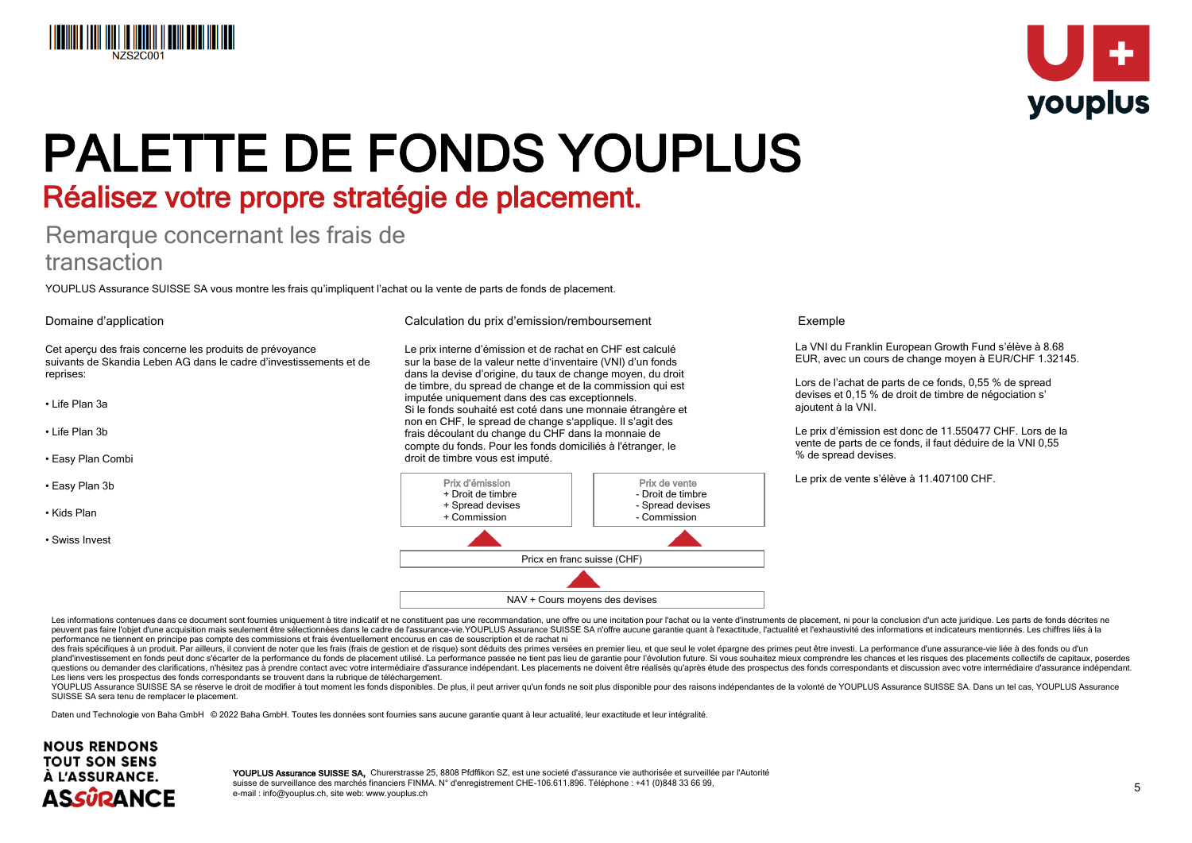NZS2C001

# PALETTE DE FONDS YOUPLUS

## Réalisez votre propre stratégie de placement.

### Remarque concernant les frais de transaction

YOUPLUS Assurance SUISSE SA vous montre les frais qu'impliquent l'achat ou la vente de parts de fonds de placement.

#### Domaine d'application

Cet aperçu des frais concerne les produits de prévoyance suivants de Skandia Leben AG dans le cadre d'investissements et de reprises:

- Life Plan 3a
- Life Plan 3b
- Easy Plan Combi
- Easy Plan 3b
- Kids Plan
- Swiss Invest

#### Calculation du prix d'emission/remboursement

Le prix interne d'émission et de rachat en CHF est calculé sur la base de la valeur nette d'inventaire (VNI) d'un fonds dans la devise d'origine, du taux de change moyen, du droit de timbre, du spread de change et de la commission qui est imputée uniquement dans des cas exceptionnels.
Si le fonds souhaité est coté dans une monnaie étrangère et non en CHF, le spread de change s'applique. Il s'agit des frais découlant du change du CHF dans la monnaie de compte du fonds. Pour les fonds domiciliés à l'étranger, le droit de timbre vous est imputé.

Prix d'émission
+ Droit de timbre
+ Spread devises
+ Commission

Prix de vente
- Droit de timbre
- Spread devises
- Commission

Pricx en franc suisse (CHF)

NAV + Cours moyens des devises

#### Exemple

La VNI du Franklin European Growth Fund s'élève à 8.68 EUR, avec un cours de change moyen à EUR/CHF 1.32145.

Lors de l'achat de parts de ce fonds, 0,55 % de spread devises et 0,15 % de droit de timbre de négociation s' ajoutent à la VNI.

Le prix d'émission est donc de 11.550477 CHF. Lors de la vente de parts de ce fonds, il faut déduire de la VNI 0,55 % de spread devises.

Le prix de vente s'élève à 11.407100 CHF.

Les informations contenues dans ce document sont fournies uniquement à titre indicatif et ne constituent pas une recommandation, une offre ou une incitation pour l'achat ou la vente d'instruments de placement, ni pour la conclusion d'un acte juridique. Les parts de fonds décrites ne peuvent pas faire l'objet d'une acquisition mais seulement être sélectionnées dans le cadre de l'assurance-vie.YOUPLUS Assurance SUISSE SA n'offre aucune garantie quant à l'exactitude, l'actualité et l'exhaustivité des informations et indicateurs mentionnés. Les chiffres liés à la performance ne tiennent en principe pas compte des commissions et frais éventuellement encourus en cas de souscription et de rachat ni
des frais spécifiques à un produit. Par ailleurs, il convient de noter que les frais (frais de gestion et de risque) sont déduits des primes versées en premier lieu, et que seul le volet épargne des primes peut être investi. La performance d'une assurance-vie liée à des fonds ou d'un plan d'investissement en fonds peut donc s'écarter de la performance du fonds de placement utilisé. La performance passée ne tient pas lieu de garantie pour l'évolution future. Si vous souhaitez mieux comprendre les chances et les risques des placements collectifs de capitaux, posez des questions ou demander des clarifications, n'hésitez pas à prendre contact avec votre intermédiaire d'assurance indépendant. Les placements ne doivent être réalisés qu'après étude des prospectus des fonds correspondants et discussion avec votre intermédiaire d'assurance indépendant. Les liens vers les prospectus des fonds correspondants se trouvent dans la rubrique de téléchargement.
YOUPLUS Assurance SUISSE SA se réserve le droit de modifier à tout moment les fonds disponibles. De plus, il peut arriver qu'un fonds ne soit plus disponible pour des raisons indépendantes de la volonté de YOUPLUS Assurance SUISSE SA. Dans un tel cas, YOUPLUS Assurance SUISSE SA sera tenu de remplacer le placement.

Daten und Technologie von Baha GmbH © 2022 Baha GmbH. Toutes les données sont fournies sans aucune garantie quant à leur actualité, leur exactitude et leur intégralité.

NOUS RENDONS TOUT SON SENS À L'ASSURANCE. ASSÛRANCE

**YOUPLUS Assurance SUISSE SA,** Churerstrasse 35, 8808 Pfdffikon SZ, est une societé d'assurance vie authorisée et surveillée par l'Autorité suisse de surveillance des marchés financiers FINMA. N° d'enregistrement CHE-106.611.896. Téléphone : +41 (0)848 33 66 99, e-mail : info@youplus.ch, site web: www.youplus.ch